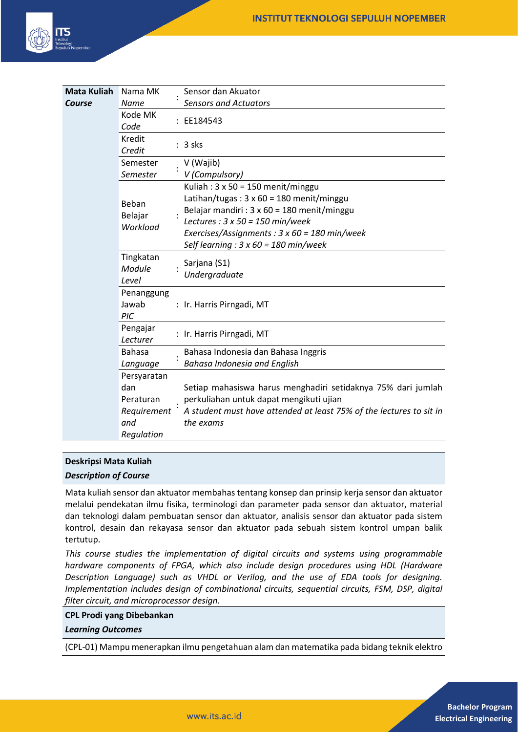| Mata Kuliah *Course* | | | |
| --- | --- | --- | --- |
| | Nama MK *Name* | : | Sensor dan Akuator *Sensors and Actuators* |
| | Kode MK *Code* | : | EE184543 |
| | Kredit *Credit* | : | 3 sks |
| | Semester *Semester* | : | V (Wajib) *V (Compulsory)* |
| | Beban Belajar *Workload* | : | Kuliah : 3 x 50 = 150 menit/minggu<br>Latihan/tugas : 3 x 60 = 180 menit/minggu<br>Belajar mandiri : 3 x 60 = 180 menit/minggu<br>*Lectures : 3 x 50 = 150 min/week*<br>*Exercises/Assignments : 3 x 60 = 180 min/week*<br>*Self learning : 3 x 60 = 180 min/week* |
| | Tingkatan *Module Level* | : | Sarjana (S1) *Undergraduate* |
| | Penanggung Jawab *PIC* | : | Ir. Harris Pirngadi, MT |
| | Pengajar *Lecturer* | : | Ir. Harris Pirngadi, MT |
| | Bahasa *Language* | : | Bahasa Indonesia dan Bahasa Inggris *Bahasa Indonesia and English* |
| | Persyaratan dan Peraturan *Requirement and Regulation* | : | Setiap mahasiswa harus menghadiri setidaknya 75% dari jumlah perkuliahan untuk dapat mengikuti ujian *A student must have attended at least 75% of the lectures to sit in the exams* |

**Deskripsi Mata Kuliah**
***Description of Course***

Mata kuliah sensor dan aktuator membahas tentang konsep dan prinsip kerja sensor dan aktuator melalui pendekatan ilmu fisika, terminologi dan parameter pada sensor dan aktuator, material dan teknologi dalam pembuatan sensor dan aktuator, analisis sensor dan aktuator pada sistem kontrol, desain dan rekayasa sensor dan aktuator pada sebuah sistem kontrol umpan balik tertutup.

*This course studies the implementation of digital circuits and systems using programmable hardware components of FPGA, which also include design procedures using HDL (Hardware Description Language) such as VHDL or Verilog, and the use of EDA tools for designing. Implementation includes design of combinational circuits, sequential circuits, FSM, DSP, digital filter circuit, and microprocessor design.*

**CPL Prodi yang Dibebankan**
***Learning Outcomes***

(CPL-01) Mampu menerapkan ilmu pengetahuan alam dan matematika pada bidang teknik elektro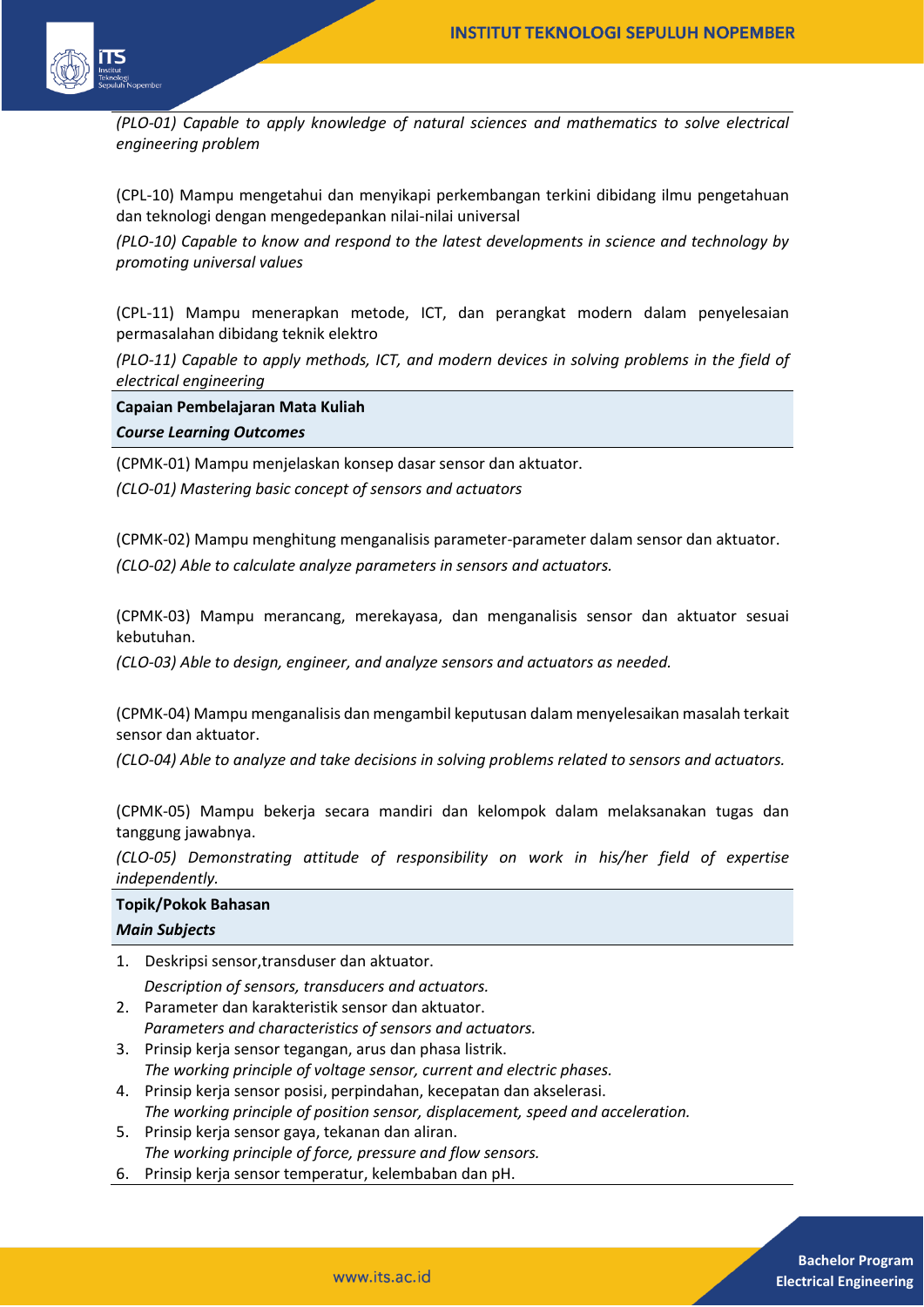*(PLO-01) Capable to apply knowledge of natural sciences and mathematics to solve electrical engineering problem*

(CPL-10) Mampu mengetahui dan menyikapi perkembangan terkini dibidang ilmu pengetahuan dan teknologi dengan mengedepankan nilai-nilai universal

*(PLO-10) Capable to know and respond to the latest developments in science and technology by promoting universal values*

(CPL-11) Mampu menerapkan metode, ICT, dan perangkat modern dalam penyelesaian permasalahan dibidang teknik elektro

*(PLO-11) Capable to apply methods, ICT, and modern devices in solving problems in the field of electrical engineering*

**Capaian Pembelajaran Mata Kuliah**
***Course Learning Outcomes***

(CPMK-01) Mampu menjelaskan konsep dasar sensor dan aktuator.

*(CLO-01) Mastering basic concept of sensors and actuators*

(CPMK-02) Mampu menghitung menganalisis parameter-parameter dalam sensor dan aktuator.

*(CLO-02) Able to calculate analyze parameters in sensors and actuators.*

(CPMK-03) Mampu merancang, merekayasa, dan menganalisis sensor dan aktuator sesuai kebutuhan.

*(CLO-03) Able to design, engineer, and analyze sensors and actuators as needed.*

(CPMK-04) Mampu menganalisis dan mengambil keputusan dalam menyelesaikan masalah terkait sensor dan aktuator.

*(CLO-04) Able to analyze and take decisions in solving problems related to sensors and actuators.*

(CPMK-05) Mampu bekerja secara mandiri dan kelompok dalam melaksanakan tugas dan tanggung jawabnya.

*(CLO-05) Demonstrating attitude of responsibility on work in his/her field of expertise independently.*

**Topik/Pokok Bahasan**
***Main Subjects***

1. Deskripsi sensor,transduser dan aktuator.
   *Description of sensors, transducers and actuators.*
2. Parameter dan karakteristik sensor dan aktuator.
   *Parameters and characteristics of sensors and actuators.*
3. Prinsip kerja sensor tegangan, arus dan phasa listrik.
   *The working principle of voltage sensor, current and electric phases.*
4. Prinsip kerja sensor posisi, perpindahan, kecepatan dan akselerasi.
   *The working principle of position sensor, displacement, speed and acceleration.*
5. Prinsip kerja sensor gaya, tekanan dan aliran.
   *The working principle of force, pressure and flow sensors.*
6. Prinsip kerja sensor temperatur, kelembaban dan pH.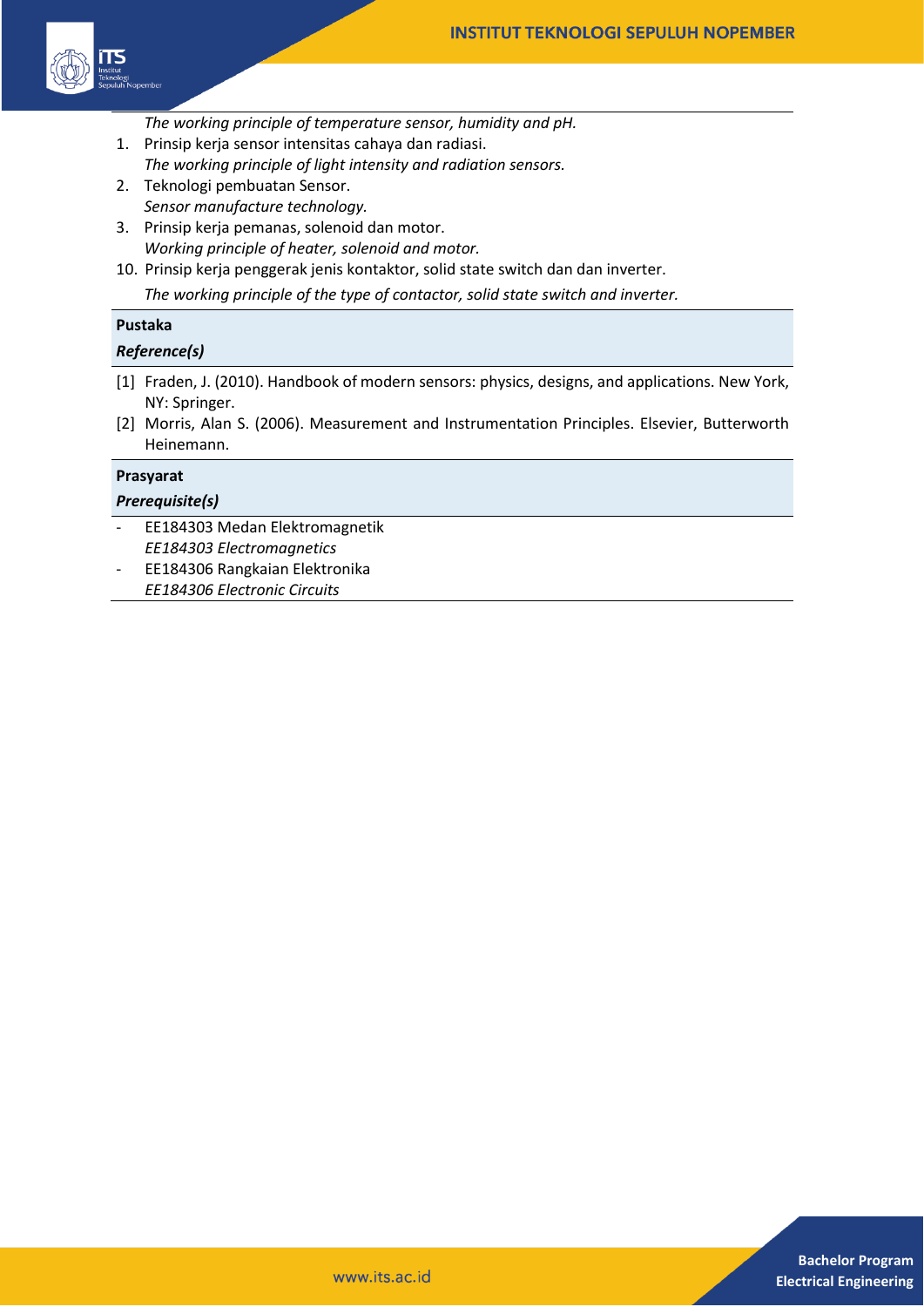*The working principle of temperature sensor, humidity and pH.*

1. Prinsip kerja sensor intensitas cahaya dan radiasi.
   *The working principle of light intensity and radiation sensors.*
2. Teknologi pembuatan Sensor.
   *Sensor manufacture technology.*
3. Prinsip kerja pemanas, solenoid dan motor.
   *Working principle of heater, solenoid and motor.*
10. Prinsip kerja penggerak jenis kontaktor, solid state switch dan dan inverter.
    *The working principle of the type of contactor, solid state switch and inverter.*

**Pustaka**

***Reference(s)***

[1] Fraden, J. (2010). Handbook of modern sensors: physics, designs, and applications. New York, NY: Springer.

[2] Morris, Alan S. (2006). Measurement and Instrumentation Principles. Elsevier, Butterworth Heinemann.

**Prasyarat**

***Prerequisite(s)***

- EE184303 Medan Elektromagnetik
  *EE184303 Electromagnetics*
- EE184306 Rangkaian Elektronika
  *EE184306 Electronic Circuits*